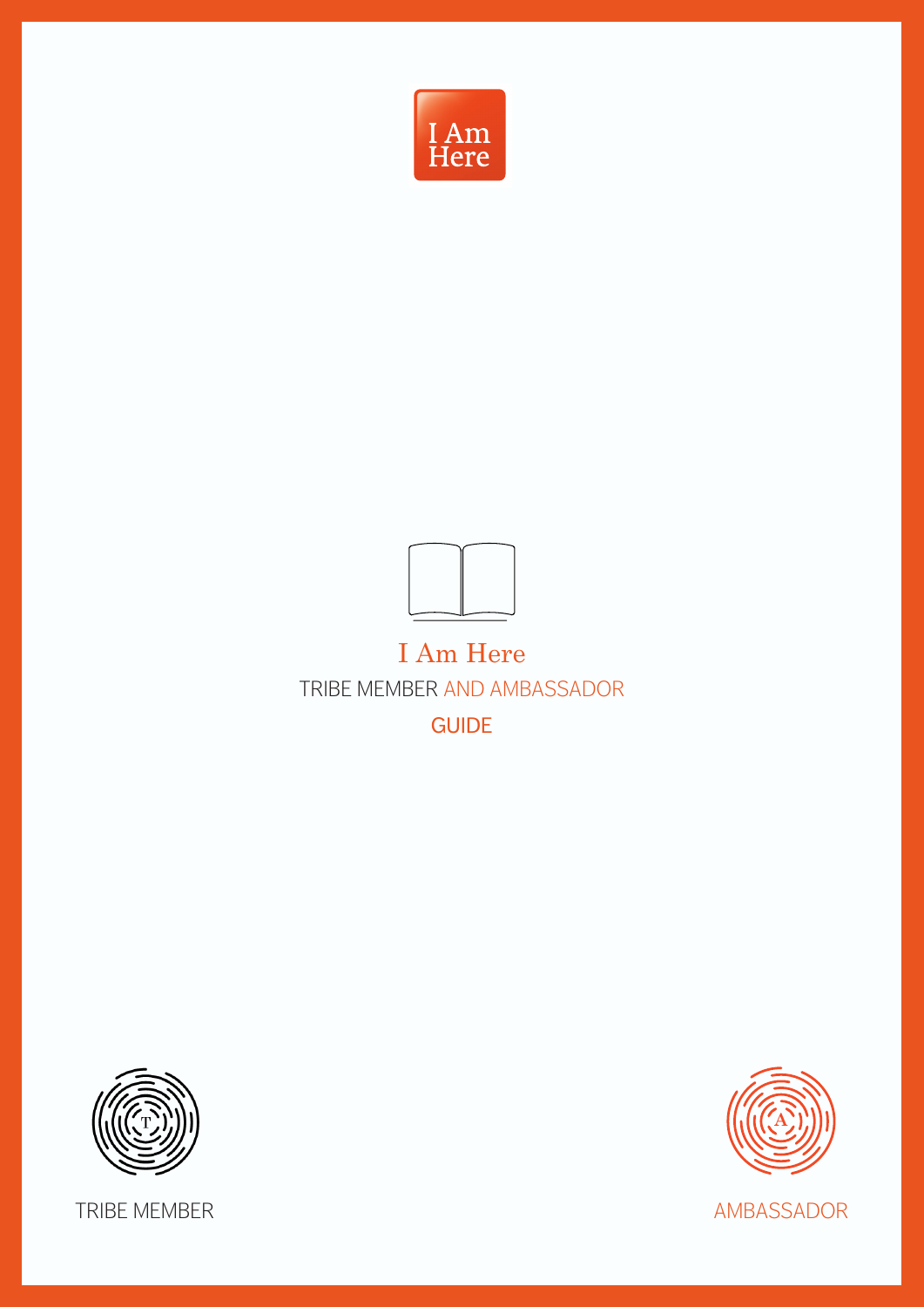I Am Here

# I Am Here

## TRIBE MEMBER AND AMBASSADOR

## GUIDE

TRIBE MEMBER

AMBASSADOR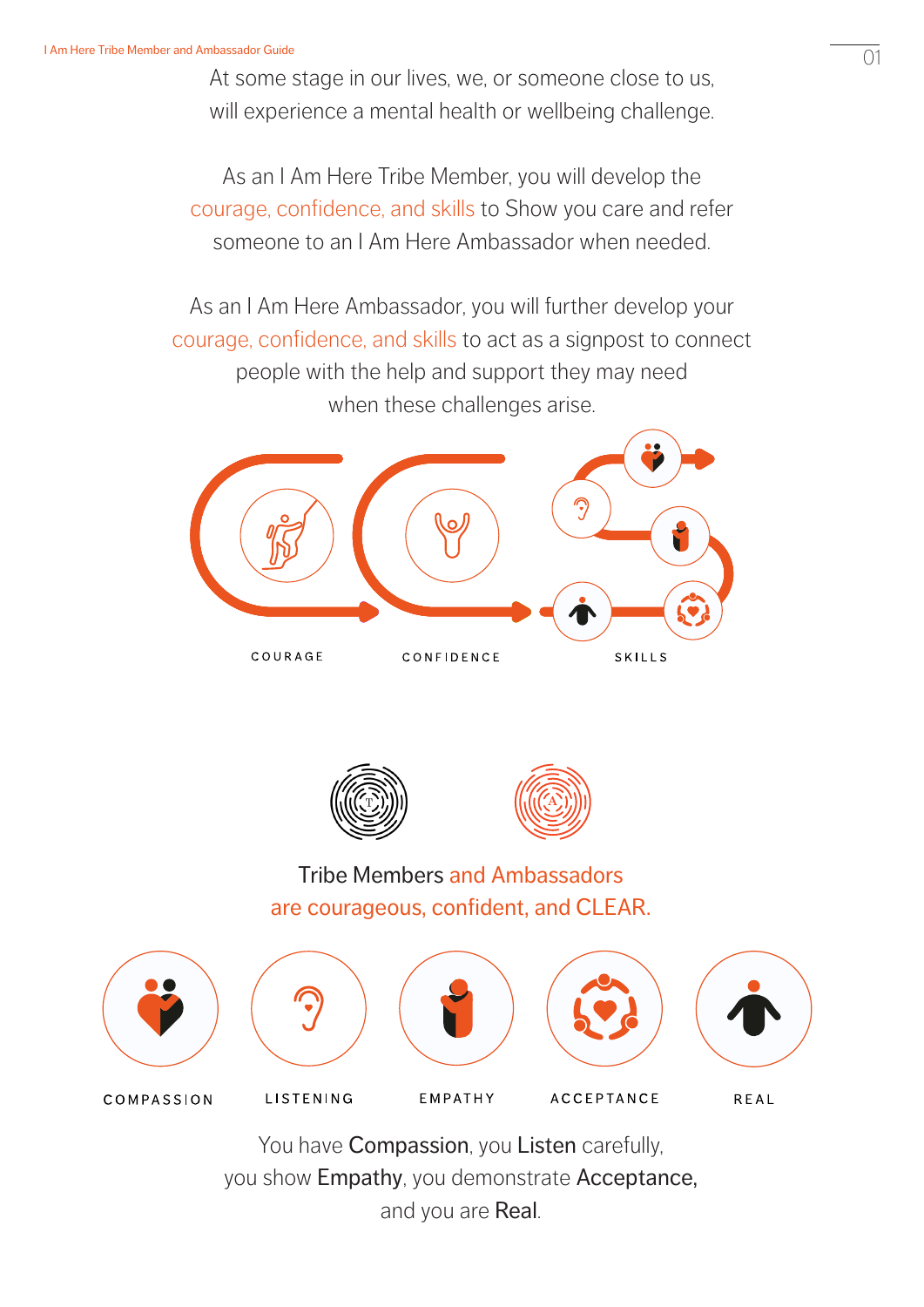At some stage in our lives, we, or someone close to us, will experience a mental health or wellbeing challenge.

As an I Am Here Tribe Member, you will develop the courage, confidence, and skills to Show you care and refer someone to an I Am Here Ambassador when needed.

As an I Am Here Ambassador, you will further develop your courage, confidence, and skills to act as a signpost to connect people with the help and support they may need when these challenges arise.

COURAGE

CONFIDENCE

SKILLS

Tribe Members and Ambassadors are courageous, confident, and CLEAR.

COMPASSION

LISTENING

EMPATHY

ACCEPTANCE

REAL

You have **Compassion**, you **Listen** carefully, you show **Empathy**, you demonstrate **Acceptance,** and you are **Real**.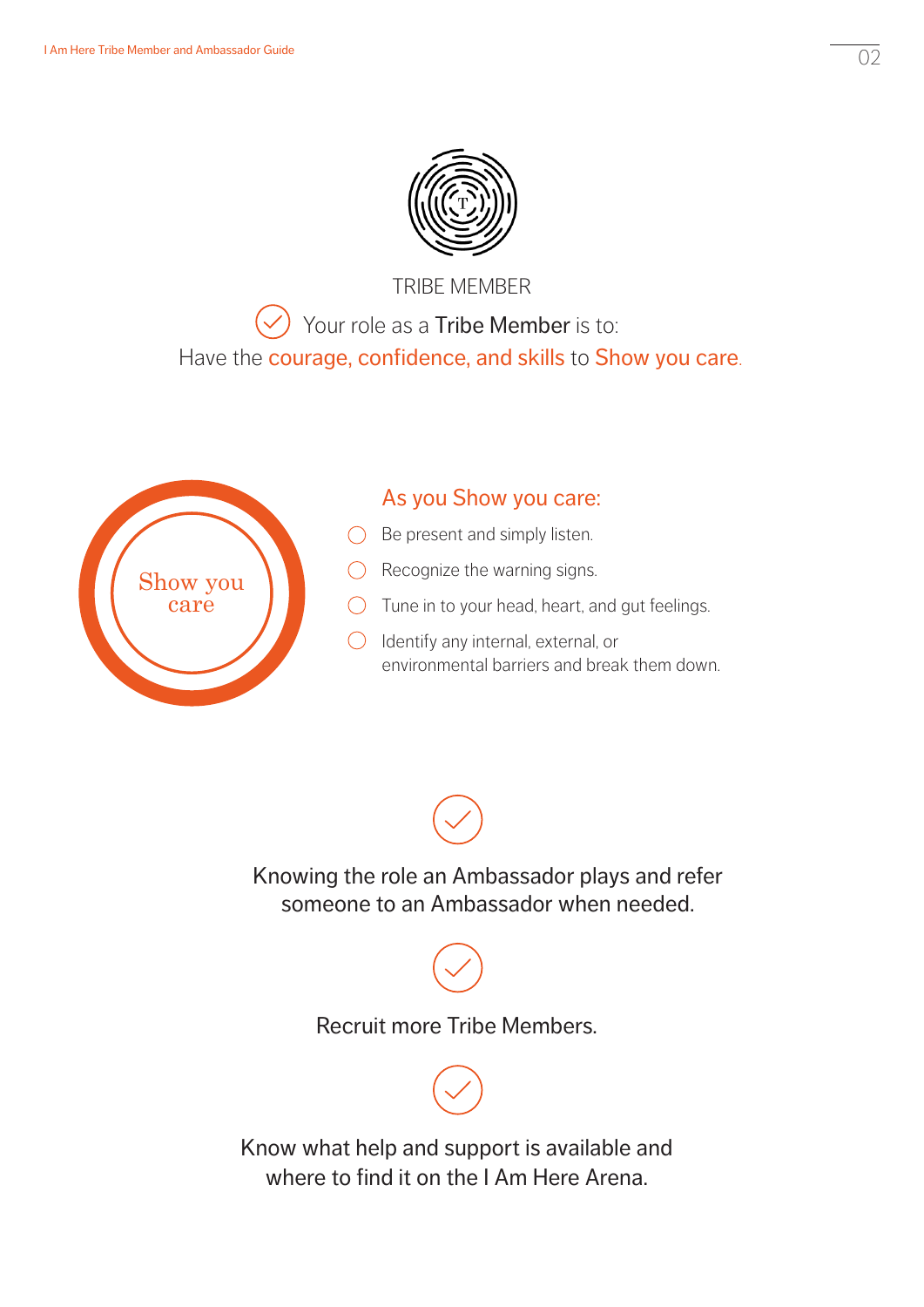## TRIBE MEMBER

Your role as a Tribe Member is to:
Have the courage, confidence, and skills to Show you care.

Show you care

### As you Show you care:

- Be present and simply listen.
- Recognize the warning signs.
- Tune in to your head, heart, and gut feelings.
- Identify any internal, external, or environmental barriers and break them down.

Knowing the role an Ambassador plays and refer someone to an Ambassador when needed.

Recruit more Tribe Members.

Know what help and support is available and where to find it on the I Am Here Arena.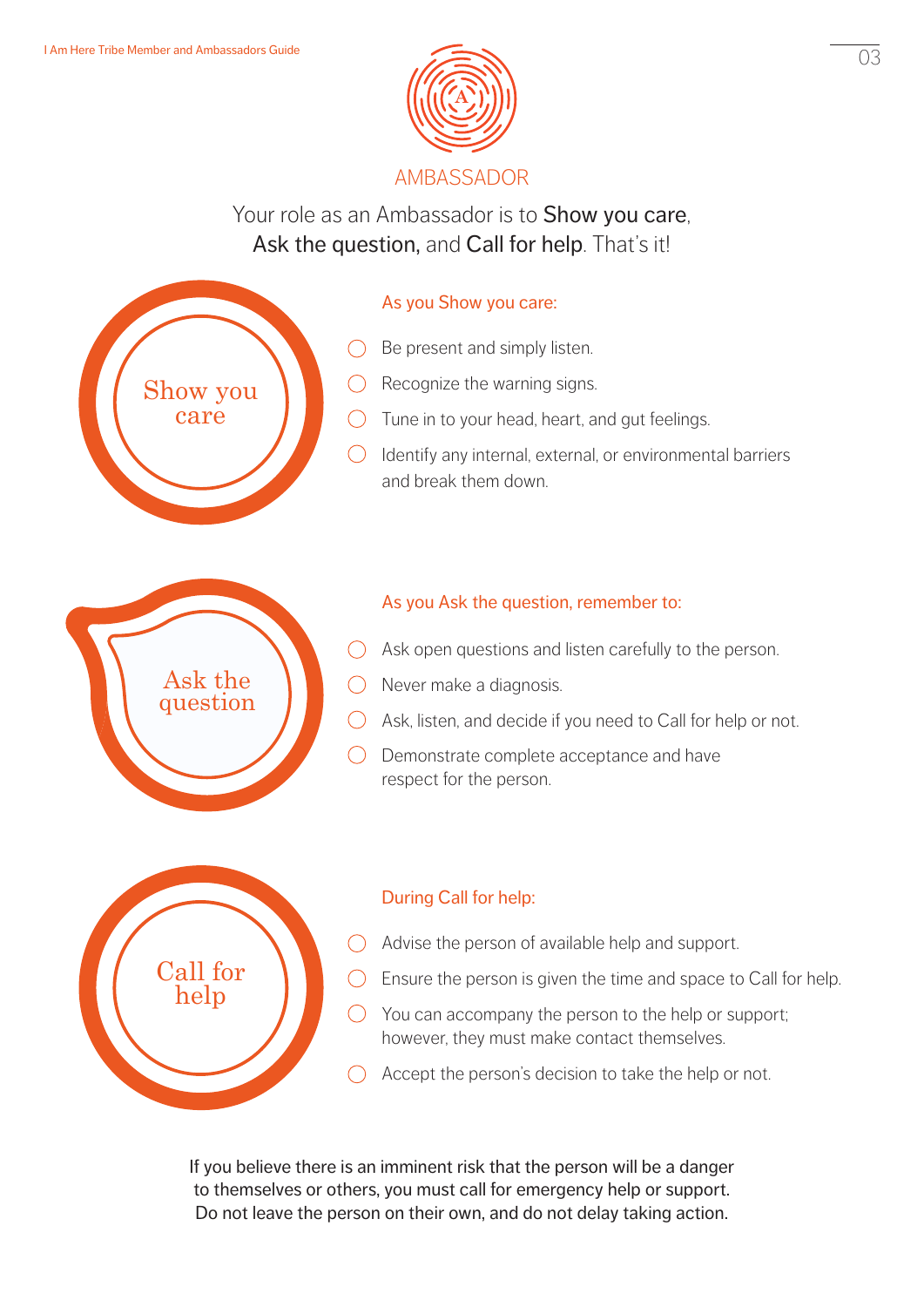## AMBASSADOR

Your role as an Ambassador is to Show you care, Ask the question, and Call for help. That's it!

### Show you care

As you Show you care:

- Be present and simply listen.
- Recognize the warning signs.
- Tune in to your head, heart, and gut feelings.
- Identify any internal, external, or environmental barriers and break them down.

### Ask the question

As you Ask the question, remember to:

- Ask open questions and listen carefully to the person.
- Never make a diagnosis.
- Ask, listen, and decide if you need to Call for help or not.
- Demonstrate complete acceptance and have respect for the person.

### Call for help

During Call for help:

- Advise the person of available help and support.
- Ensure the person is given the time and space to Call for help.
- You can accompany the person to the help or support; however, they must make contact themselves.
- Accept the person's decision to take the help or not.

If you believe there is an imminent risk that the person will be a danger to themselves or others, you must call for emergency help or support. Do not leave the person on their own, and do not delay taking action.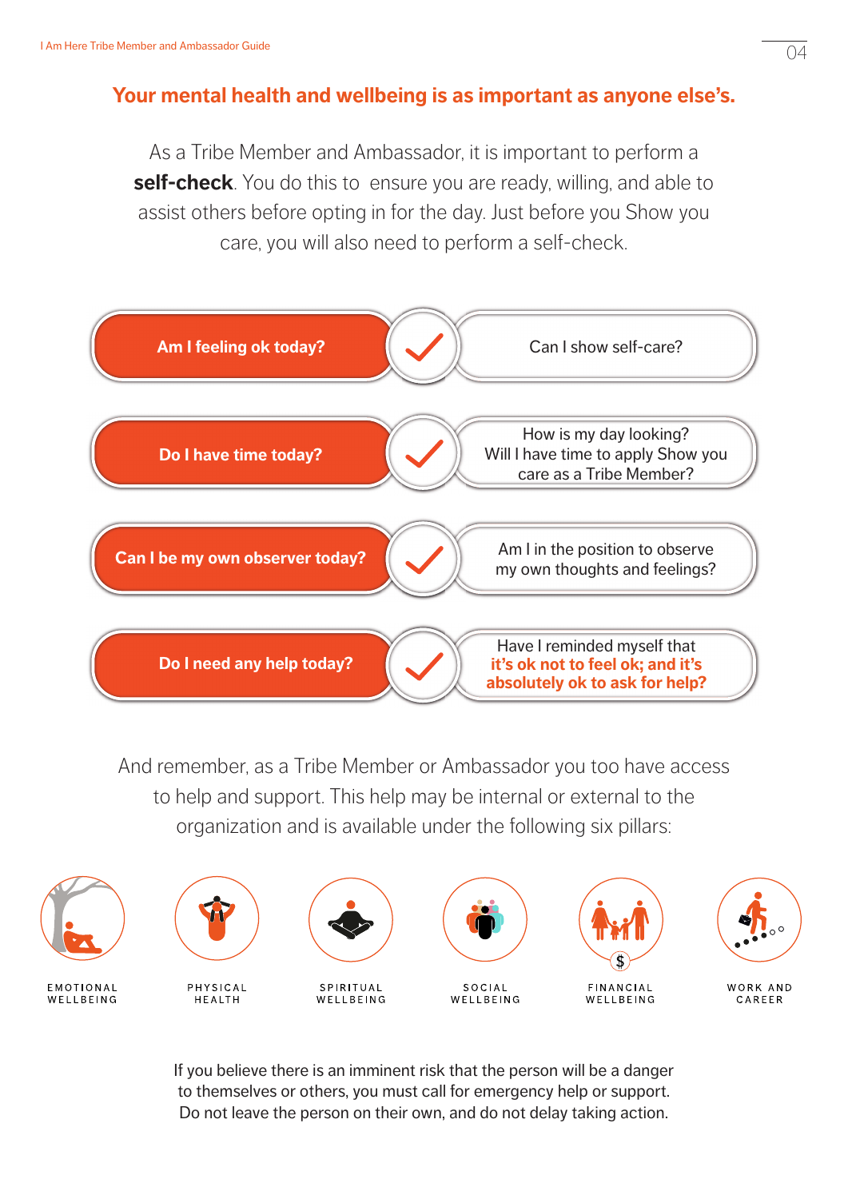## Your mental health and wellbeing is as important as anyone else's.

As a Tribe Member and Ambassador, it is important to perform a **self-check**. You do this to ensure you are ready, willing, and able to assist others before opting in for the day. Just before you Show you care, you will also need to perform a self-check.

| | |
|---|---|
| **Am I feeling ok today?** ✓ | Can I show self-care? |
| **Do I have time today?** ✓ | How is my day looking? Will I have time to apply Show you care as a Tribe Member? |
| **Can I be my own observer today?** ✓ | Am I in the position to observe my own thoughts and feelings? |
| **Do I need any help today?** ✓ | Have I reminded myself that **it's ok not to feel ok; and it's absolutely ok to ask for help?** |

And remember, as a Tribe Member or Ambassador you too have access to help and support. This help may be internal or external to the organization and is available under the following six pillars:

- EMOTIONAL WELLBEING
- PHYSICAL HEALTH
- SPIRITUAL WELLBEING
- SOCIAL WELLBEING
- FINANCIAL WELLBEING
- WORK AND CAREER

If you believe there is an imminent risk that the person will be a danger to themselves or others, you must call for emergency help or support. Do not leave the person on their own, and do not delay taking action.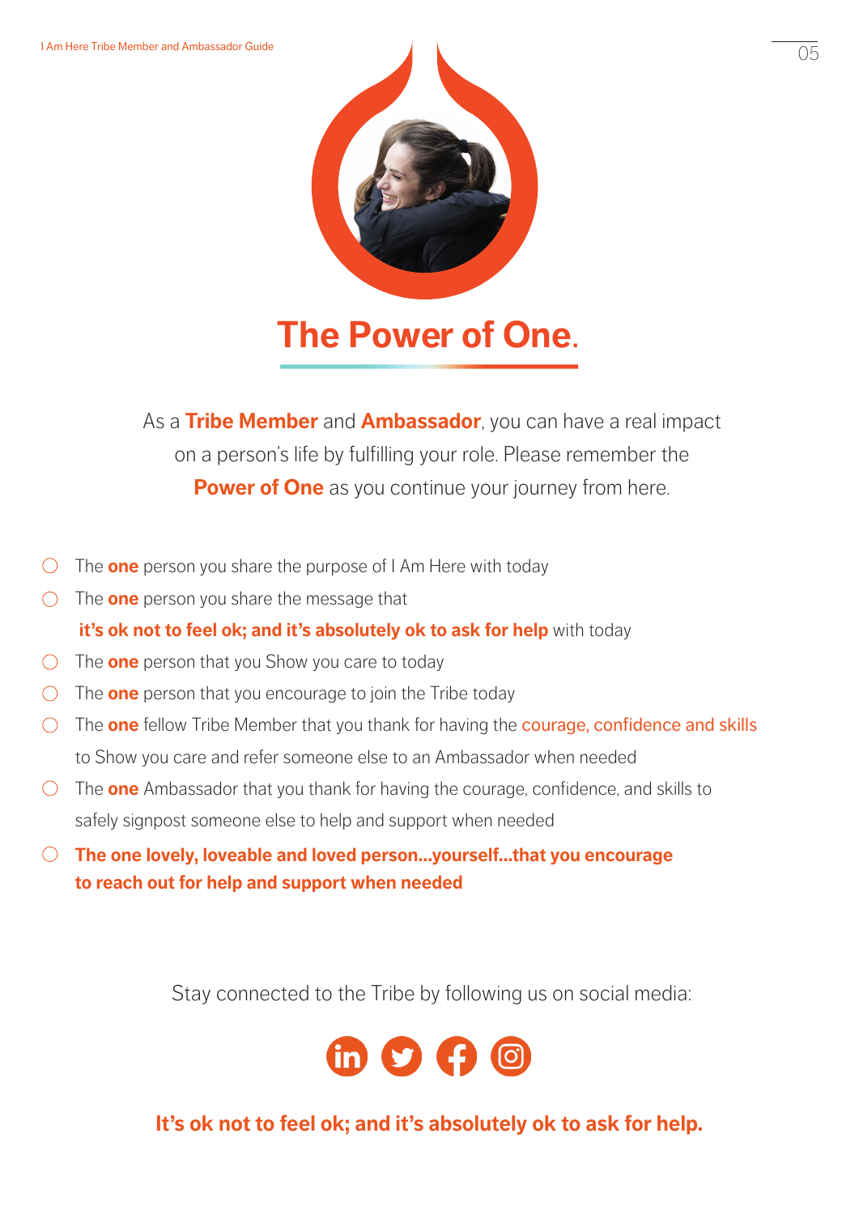# The Power of One.

As a **Tribe Member** and **Ambassador**, you can have a real impact on a person's life by fulfilling your role. Please remember the **Power of One** as you continue your journey from here.

- The **one** person you share the purpose of I Am Here with today
- The **one** person you share the message that **it's ok not to feel ok; and it's absolutely ok to ask for help** with today
- The **one** person that you Show you care to today
- The **one** person that you encourage to join the Tribe today
- The **one** fellow Tribe Member that you thank for having the courage, confidence and skills to Show you care and refer someone else to an Ambassador when needed
- The **one** Ambassador that you thank for having the courage, confidence, and skills to safely signpost someone else to help and support when needed
- **The one lovely, loveable and loved person...yourself...that you encourage to reach out for help and support when needed**

Stay connected to the Tribe by following us on social media:

**It's ok not to feel ok; and it's absolutely ok to ask for help.**